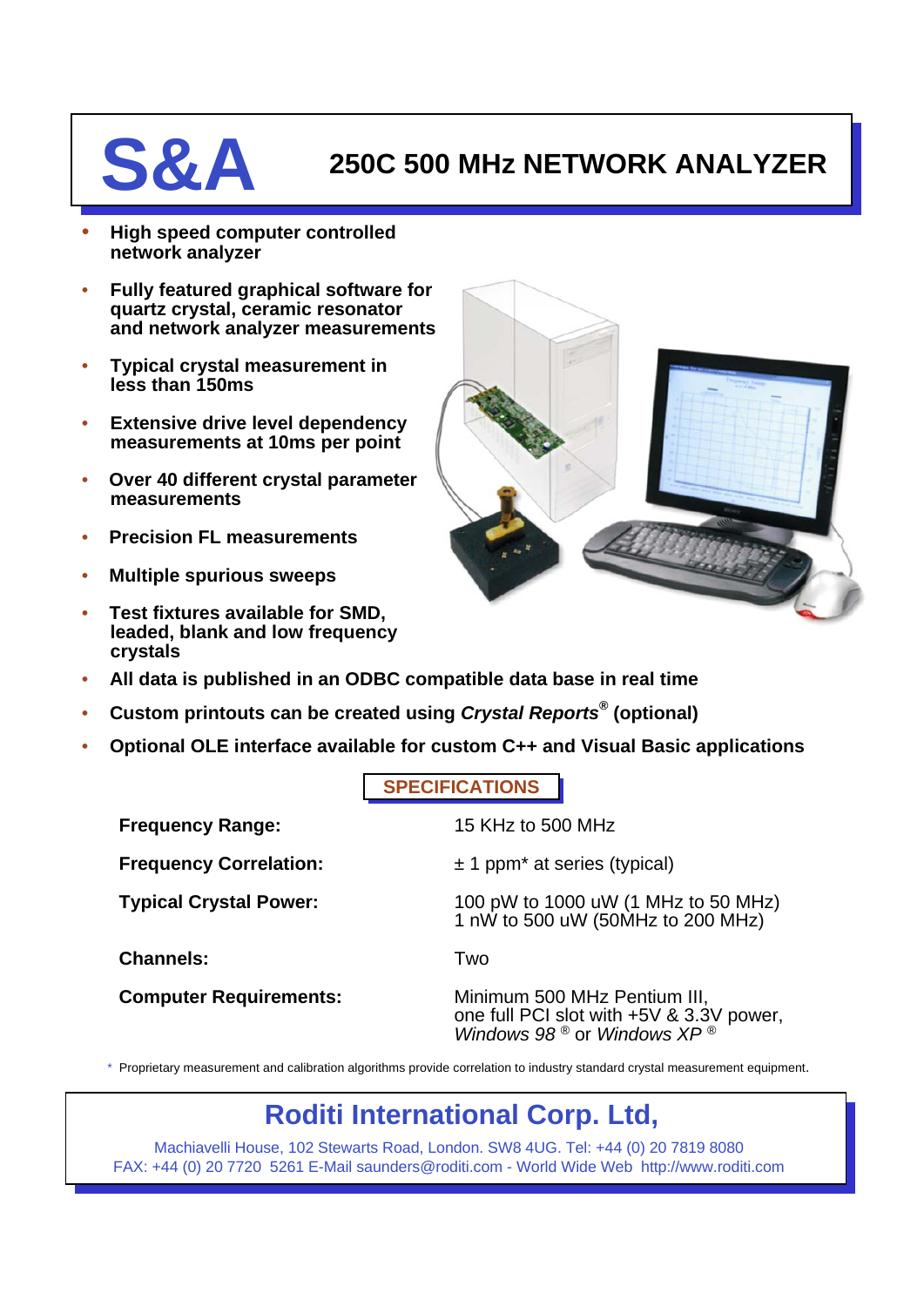# S&A

## 250C 500 MHz NETWORK ANALYZER

- **High speed computer controlled network analyzer**
- **Fully featured graphical software for quartz crystal, ceramic resonator and network analyzer measurements**
- **Typical crystal measurement in less than 150ms**
- **Extensive drive level dependency measurements at 10ms per point**
- **Over 40 different crystal parameter measurements**
- **Precision FL measurements**
- **Multiple spurious sweeps**
- **Test fixtures available for SMD, leaded, blank and low frequency crystals**
- **All data is published in an ODBC compatible data base in real time**
- **Custom printouts can be created using *Crystal Reports®* (optional)**
- **Optional OLE interface available for custom C++ and Visual Basic applications**

## SPECIFICATIONS

| | |
|---|---|
| **Frequency Range:** | 15 KHz to 500 MHz |
| **Frequency Correlation:** | ± 1 ppm* at series (typical) |
| **Typical Crystal Power:** | 100 pW to 1000 uW (1 MHz to 50 MHz)<br>1 nW to 500 uW (50MHz to 200 MHz) |
| **Channels:** | Two |
| **Computer Requirements:** | Minimum 500 MHz Pentium III,<br>one full PCI slot with +5V & 3.3V power,<br>*Windows 98* ® or *Windows XP* ® |

\* Proprietary measurement and calibration algorithms provide correlation to industry standard crystal measurement equipment.

## Roditi International Corp. Ltd,

Machiavelli House, 102 Stewarts Road, London. SW8 4UG. Tel: +44 (0) 20 7819 8080
FAX: +44 (0) 20 7720 5261 E-Mail saunders@roditi.com - World Wide Web http://www.roditi.com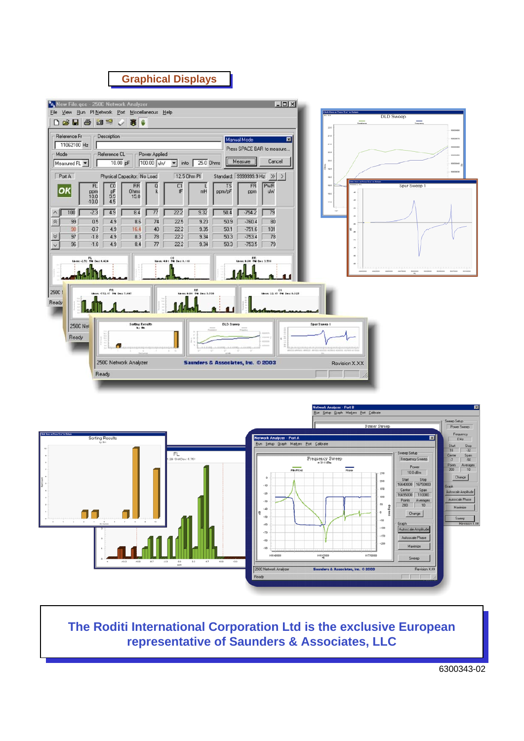# Graphical Displays

**The Roditi International Corporation Ltd is the exclusive European representative of Saunders & Associates, LLC**

6300343-02